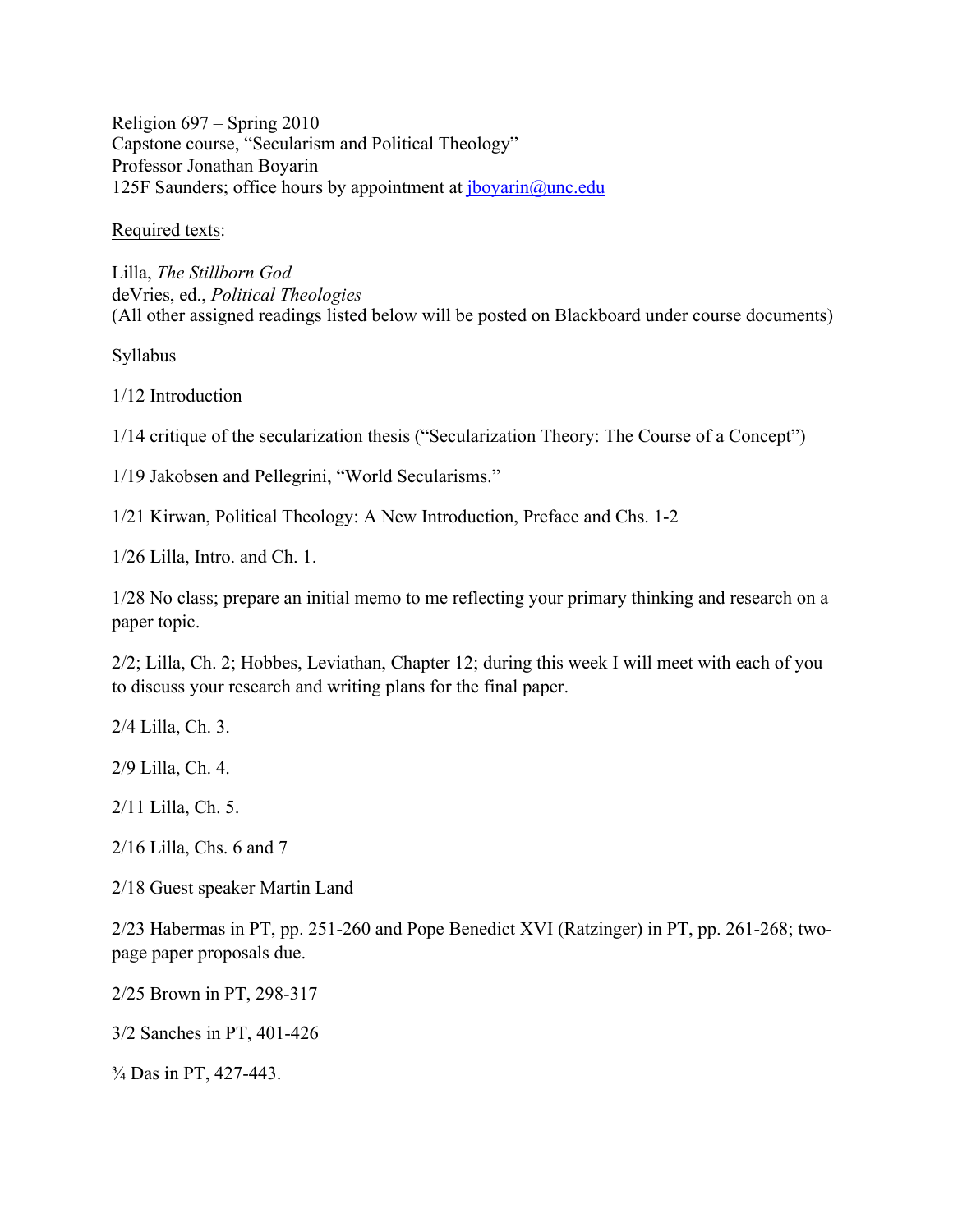Religion 697 – Spring 2010
Capstone course, "Secularism and Political Theology"
Professor Jonathan Boyarin
125F Saunders; office hours by appointment at jboyarin@unc.edu

Required texts:

Lilla, *The Stillborn God*
deVries, ed., *Political Theologies*
(All other assigned readings listed below will be posted on Blackboard under course documents)

Syllabus

1/12 Introduction

1/14 critique of the secularization thesis ("Secularization Theory: The Course of a Concept")

1/19 Jakobsen and Pellegrini, "World Secularisms."

1/21 Kirwan, Political Theology: A New Introduction, Preface and Chs. 1-2

1/26 Lilla, Intro. and Ch. 1.

1/28 No class; prepare an initial memo to me reflecting your primary thinking and research on a paper topic.

2/2; Lilla, Ch. 2; Hobbes, Leviathan, Chapter 12; during this week I will meet with each of you to discuss your research and writing plans for the final paper.

2/4 Lilla, Ch. 3.

2/9 Lilla, Ch. 4.

2/11 Lilla, Ch. 5.

2/16 Lilla, Chs. 6 and 7

2/18 Guest speaker Martin Land

2/23 Habermas in PT, pp. 251-260 and Pope Benedict XVI (Ratzinger) in PT, pp. 261-268; two-page paper proposals due.

2/25 Brown in PT, 298-317

3/2 Sanches in PT, 401-426

¾ Das in PT, 427-443.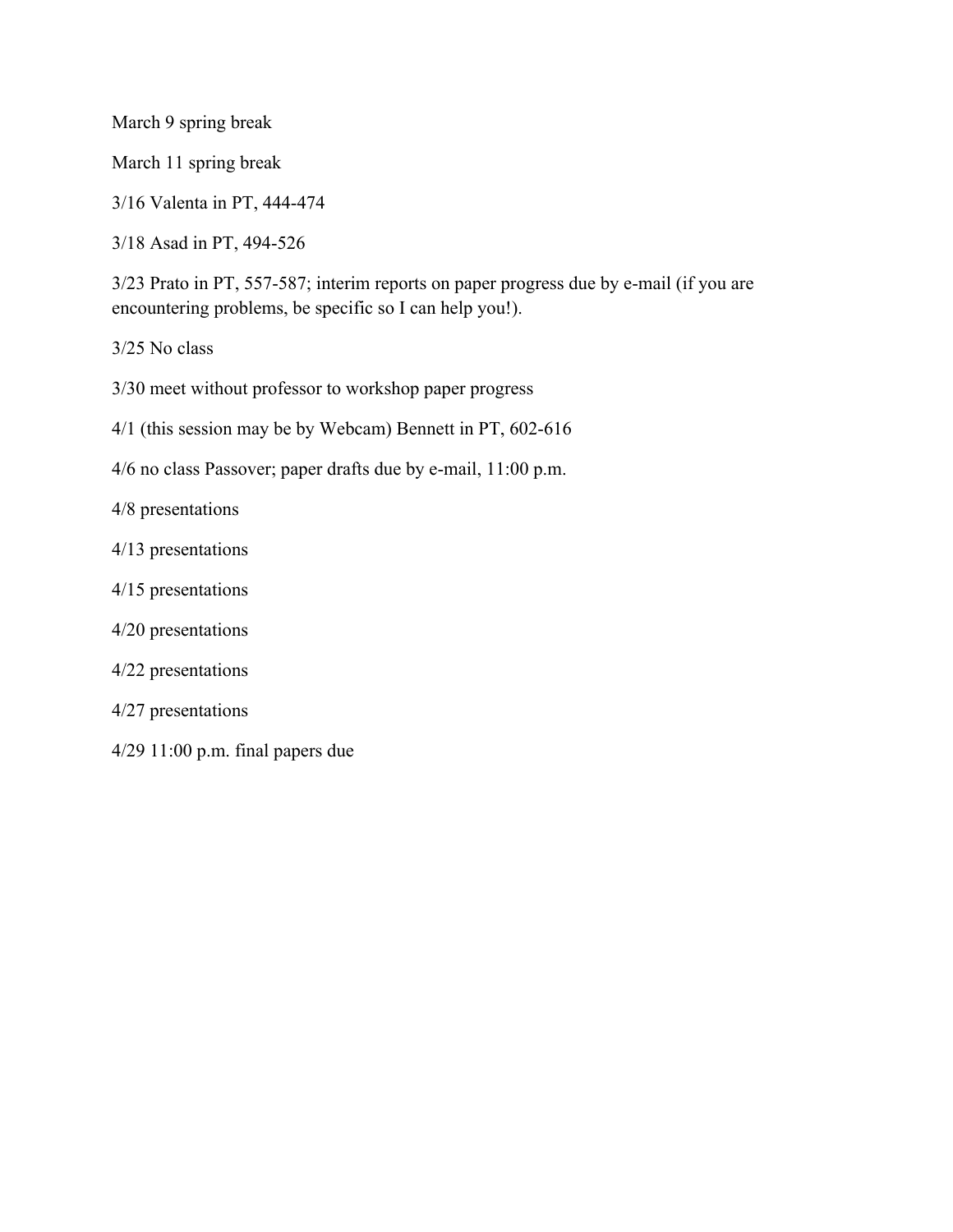March 9 spring break

March 11 spring break

3/16 Valenta in PT, 444-474

3/18 Asad in PT, 494-526

3/23 Prato in PT, 557-587; interim reports on paper progress due by e-mail (if you are encountering problems, be specific so I can help you!).

3/25 No class

3/30 meet without professor to workshop paper progress

4/1 (this session may be by Webcam) Bennett in PT, 602-616

4/6 no class Passover; paper drafts due by e-mail, 11:00 p.m.

4/8 presentations

4/13 presentations

4/15 presentations

4/20 presentations

4/22 presentations

4/27 presentations

4/29 11:00 p.m. final papers due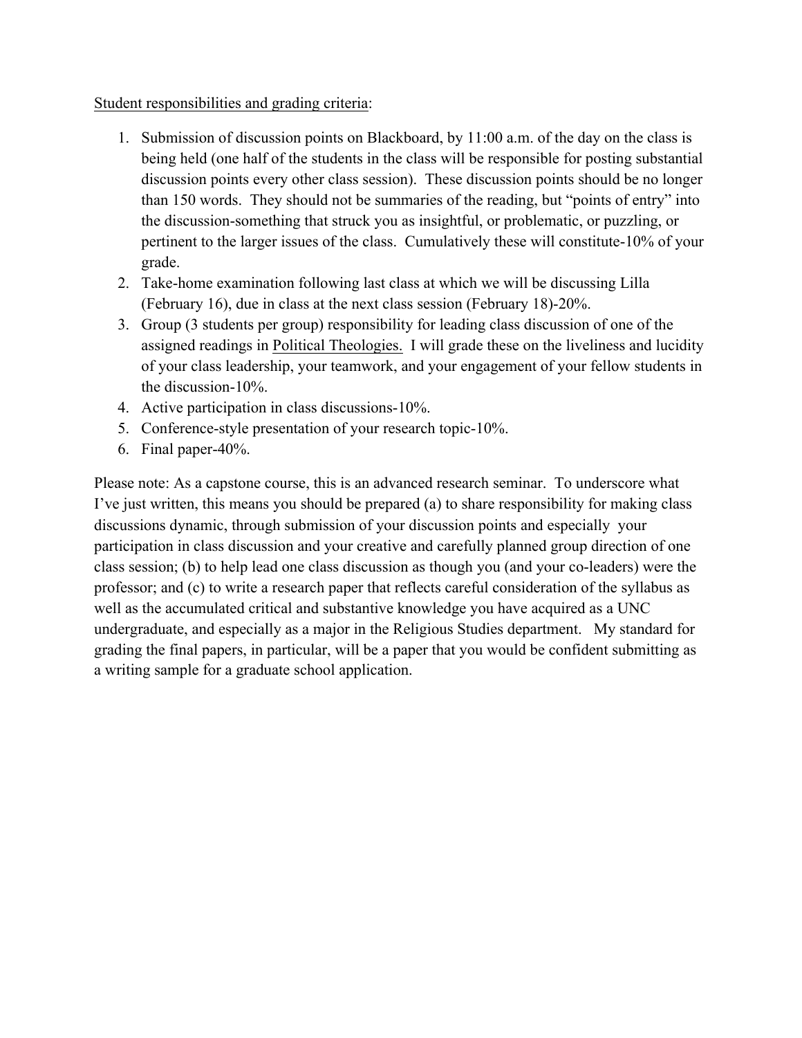<u>Student responsibilities and grading criteria</u>:

1. Submission of discussion points on Blackboard, by 11:00 a.m. of the day on the class is being held (one half of the students in the class will be responsible for posting substantial discussion points every other class session). These discussion points should be no longer than 150 words. They should not be summaries of the reading, but "points of entry" into the discussion-something that struck you as insightful, or problematic, or puzzling, or pertinent to the larger issues of the class. Cumulatively these will constitute-10% of your grade.
2. Take-home examination following last class at which we will be discussing Lilla (February 16), due in class at the next class session (February 18)-20%.
3. Group (3 students per group) responsibility for leading class discussion of one of the assigned readings in <u>Political Theologies.</u> I will grade these on the liveliness and lucidity of your class leadership, your teamwork, and your engagement of your fellow students in the discussion-10%.
4. Active participation in class discussions-10%.
5. Conference-style presentation of your research topic-10%.
6. Final paper-40%.

Please note: As a capstone course, this is an advanced research seminar. To underscore what I've just written, this means you should be prepared (a) to share responsibility for making class discussions dynamic, through submission of your discussion points and especially your participation in class discussion and your creative and carefully planned group direction of one class session; (b) to help lead one class discussion as though you (and your co-leaders) were the professor; and (c) to write a research paper that reflects careful consideration of the syllabus as well as the accumulated critical and substantive knowledge you have acquired as a UNC undergraduate, and especially as a major in the Religious Studies department. My standard for grading the final papers, in particular, will be a paper that you would be confident submitting as a writing sample for a graduate school application.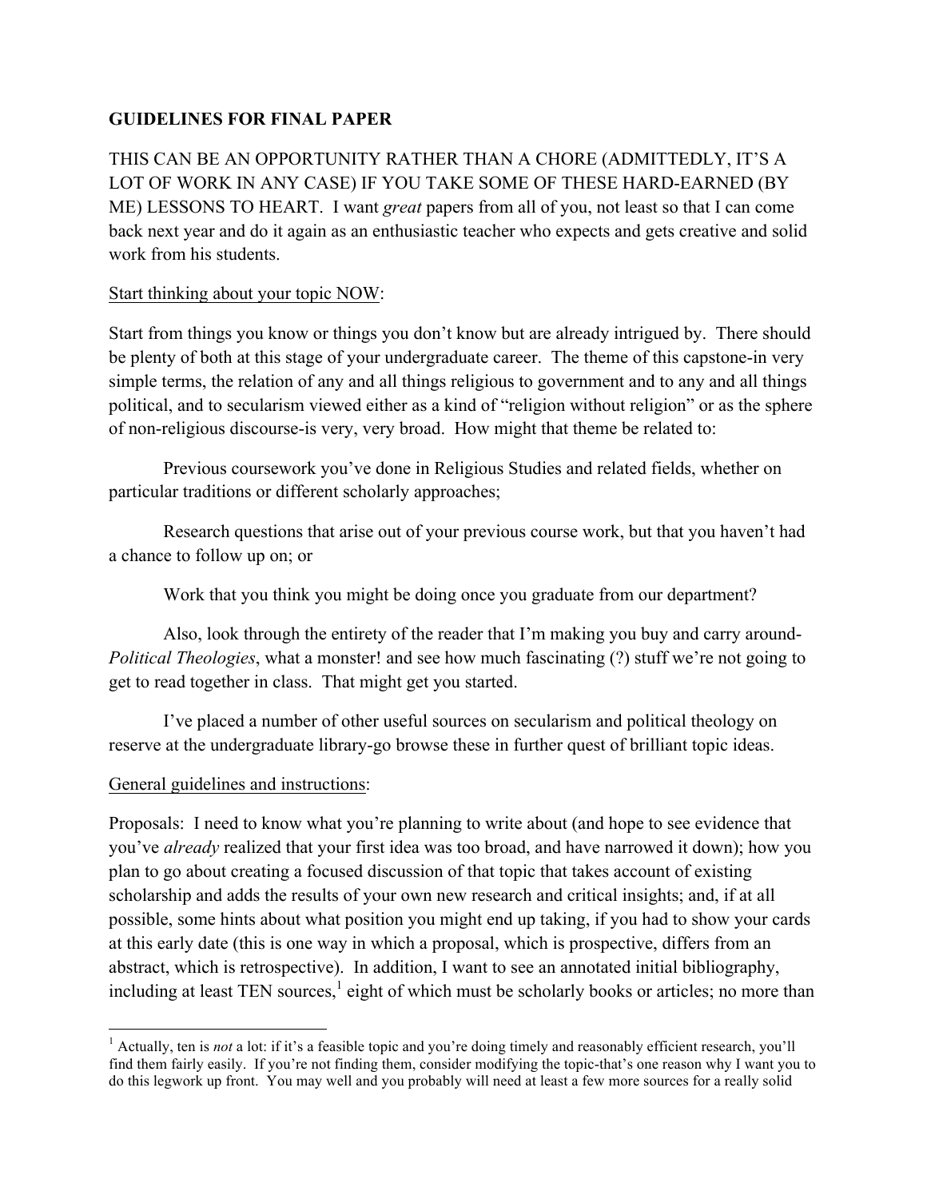**GUIDELINES FOR FINAL PAPER**

THIS CAN BE AN OPPORTUNITY RATHER THAN A CHORE (ADMITTEDLY, IT'S A LOT OF WORK IN ANY CASE) IF YOU TAKE SOME OF THESE HARD-EARNED (BY ME) LESSONS TO HEART. I want *great* papers from all of you, not least so that I can come back next year and do it again as an enthusiastic teacher who expects and gets creative and solid work from his students.

<u>Start thinking about your topic NOW</u>:

Start from things you know or things you don't know but are already intrigued by. There should be plenty of both at this stage of your undergraduate career. The theme of this capstone-in very simple terms, the relation of any and all things religious to government and to any and all things political, and to secularism viewed either as a kind of "religion without religion" or as the sphere of non-religious discourse-is very, very broad. How might that theme be related to:

Previous coursework you've done in Religious Studies and related fields, whether on particular traditions or different scholarly approaches;

Research questions that arise out of your previous course work, but that you haven't had a chance to follow up on; or

Work that you think you might be doing once you graduate from our department?

Also, look through the entirety of the reader that I'm making you buy and carry around-*Political Theologies*, what a monster! and see how much fascinating (?) stuff we're not going to get to read together in class. That might get you started.

I've placed a number of other useful sources on secularism and political theology on reserve at the undergraduate library-go browse these in further quest of brilliant topic ideas.

<u>General guidelines and instructions</u>:

Proposals: I need to know what you're planning to write about (and hope to see evidence that you've *already* realized that your first idea was too broad, and have narrowed it down); how you plan to go about creating a focused discussion of that topic that takes account of existing scholarship and adds the results of your own new research and critical insights; and, if at all possible, some hints about what position you might end up taking, if you had to show your cards at this early date (this is one way in which a proposal, which is prospective, differs from an abstract, which is retrospective). In addition, I want to see an annotated initial bibliography, including at least TEN sources,[1] eight of which must be scholarly books or articles; no more than

[1] Actually, ten is *not* a lot: if it's a feasible topic and you're doing timely and reasonably efficient research, you'll find them fairly easily. If you're not finding them, consider modifying the topic-that's one reason why I want you to do this legwork up front. You may well and you probably will need at least a few more sources for a really solid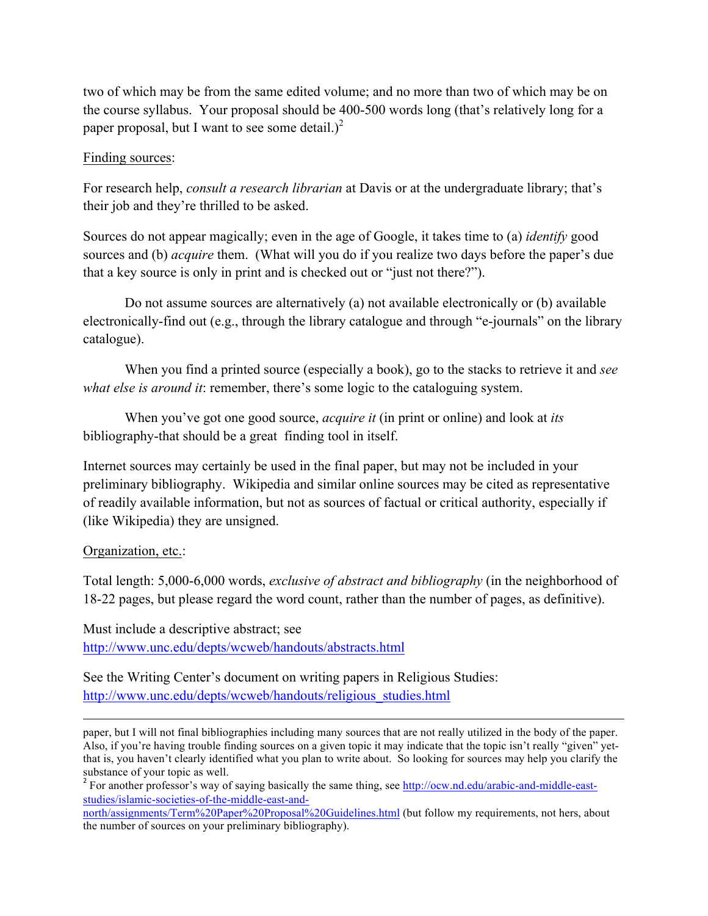two of which may be from the same edited volume; and no more than two of which may be on the course syllabus. Your proposal should be 400-500 words long (that's relatively long for a paper proposal, but I want to see some detail.)[2]

Finding sources:

For research help, *consult a research librarian* at Davis or at the undergraduate library; that's their job and they're thrilled to be asked.

Sources do not appear magically; even in the age of Google, it takes time to (a) *identify* good sources and (b) *acquire* them. (What will you do if you realize two days before the paper's due that a key source is only in print and is checked out or "just not there?").

Do not assume sources are alternatively (a) not available electronically or (b) available electronically-find out (e.g., through the library catalogue and through "e-journals" on the library catalogue).

When you find a printed source (especially a book), go to the stacks to retrieve it and *see what else is around it*: remember, there's some logic to the cataloguing system.

When you've got one good source, *acquire it* (in print or online) and look at *its* bibliography-that should be a great finding tool in itself.

Internet sources may certainly be used in the final paper, but may not be included in your preliminary bibliography. Wikipedia and similar online sources may be cited as representative of readily available information, but not as sources of factual or critical authority, especially if (like Wikipedia) they are unsigned.

Organization, etc.:

Total length: 5,000-6,000 words, *exclusive of abstract and bibliography* (in the neighborhood of 18-22 pages, but please regard the word count, rather than the number of pages, as definitive).

Must include a descriptive abstract; see
http://www.unc.edu/depts/wcweb/handouts/abstracts.html

See the Writing Center's document on writing papers in Religious Studies:
http://www.unc.edu/depts/wcweb/handouts/religious_studies.html

---

paper, but I will not final bibliographies including many sources that are not really utilized in the body of the paper. Also, if you're having trouble finding sources on a given topic it may indicate that the topic isn't really "given" yet-that is, you haven't clearly identified what you plan to write about. So looking for sources may help you clarify the substance of your topic as well.

[2] For another professor's way of saying basically the same thing, see http://ocw.nd.edu/arabic-and-middle-east-studies/islamic-societies-of-the-middle-east-and-north/assignments/Term%20Paper%20Proposal%20Guidelines.html (but follow my requirements, not hers, about the number of sources on your preliminary bibliography).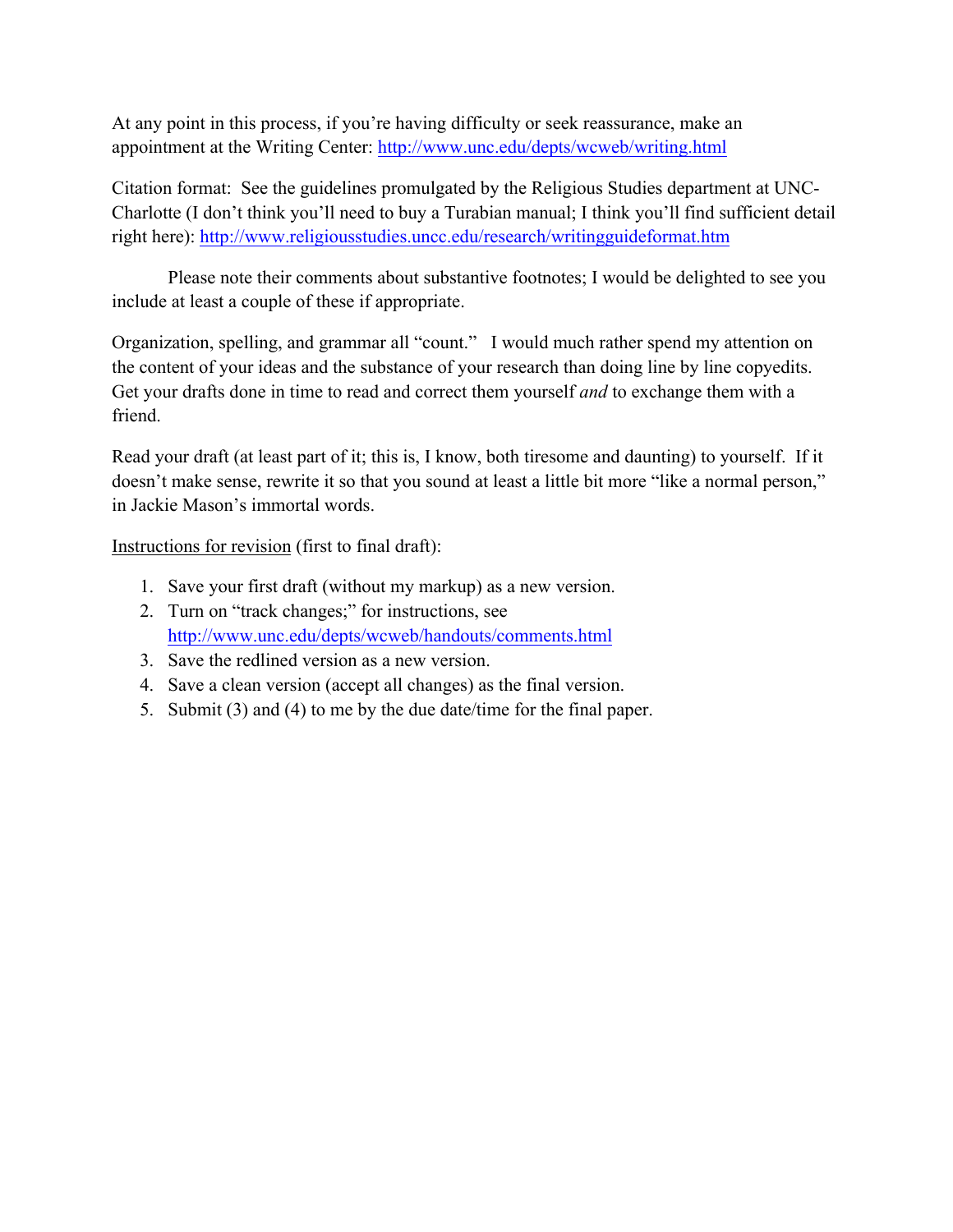At any point in this process, if you're having difficulty or seek reassurance, make an appointment at the Writing Center: http://www.unc.edu/depts/wcweb/writing.html

Citation format: See the guidelines promulgated by the Religious Studies department at UNC-Charlotte (I don't think you'll need to buy a Turabian manual; I think you'll find sufficient detail right here): http://www.religiousstudies.uncc.edu/research/writingguideformat.htm

Please note their comments about substantive footnotes; I would be delighted to see you include at least a couple of these if appropriate.

Organization, spelling, and grammar all "count." I would much rather spend my attention on the content of your ideas and the substance of your research than doing line by line copyedits. Get your drafts done in time to read and correct them yourself *and* to exchange them with a friend.

Read your draft (at least part of it; this is, I know, both tiresome and daunting) to yourself. If it doesn't make sense, rewrite it so that you sound at least a little bit more "like a normal person," in Jackie Mason's immortal words.

<u>Instructions for revision</u> (first to final draft):

1. Save your first draft (without my markup) as a new version.
2. Turn on "track changes;" for instructions, see http://www.unc.edu/depts/wcweb/handouts/comments.html
3. Save the redlined version as a new version.
4. Save a clean version (accept all changes) as the final version.
5. Submit (3) and (4) to me by the due date/time for the final paper.